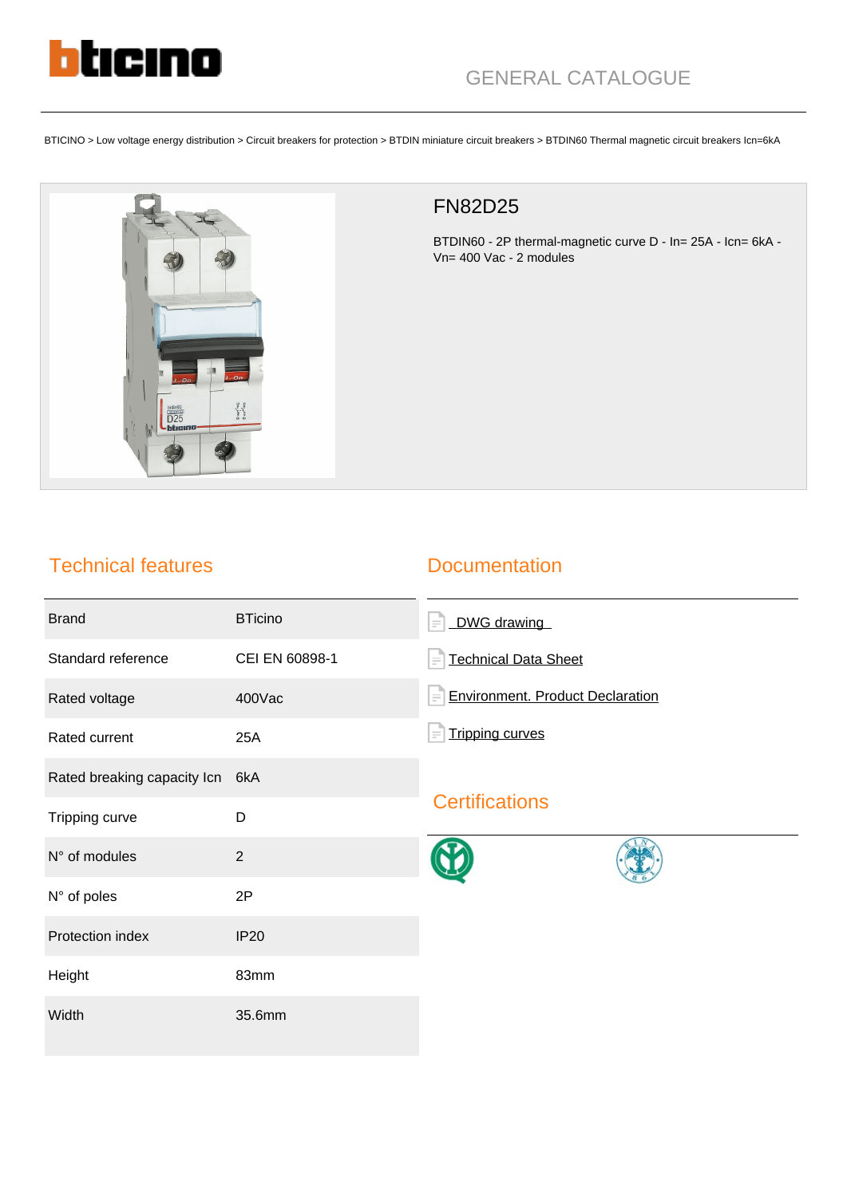GENERAL CATALOGUE

BTICINO > Low voltage energy distribution > Circuit breakers for protection > BTDIN miniature circuit breakers > BTDIN60 Thermal magnetic circuit breakers Icn=6kA

# FN82D25

BTDIN60 - 2P thermal-magnetic curve D - In= 25A - Icn= 6kA - Vn= 400 Vac - 2 modules

## Technical features

| | |
|---|---|
| Brand | BTicino |
| Standard reference | CEI EN 60898-1 |
| Rated voltage | 400Vac |
| Rated current | 25A |
| Rated breaking capacity Icn | 6kA |
| Tripping curve | D |
| N° of modules | 2 |
| N° of poles | 2P |
| Protection index | IP20 |
| Height | 83mm |
| Width | 35.6mm |

## Documentation

- DWG drawing
- Technical Data Sheet
- Environment. Product Declaration
- Tripping curves

## Certifications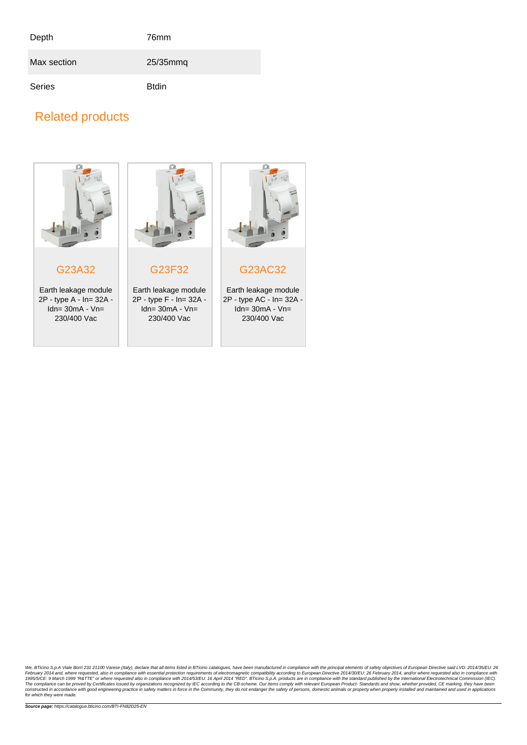| | |
|---|---|
| Depth | 76mm |
| Max section | 25/35mmq |
| Series | Btdin |

## Related products

**G23A32**

Earth leakage module 2P - type A - In= 32A - Idn= 30mA - Vn= 230/400 Vac

**G23F32**

Earth leakage module 2P - type F - In= 32A - Idn= 30mA - Vn= 230/400 Vac

**G23AC32**

Earth leakage module 2P - type AC - In= 32A - Idn= 30mA - Vn= 230/400 Vac

*We, BTicino S.p.A Viale Borri 231 21100 Varese (Italy), declare that all items listed in BTicino catalogues, have been manufactured in compliance with the principal elements of safety objectives of European Directive said LVD: 2014/35/EU: 26 February 2014 and, where requested, also in compliance with essential protection requirements of electromagnetic compatibility according to European Directive 2014/30/EU: 26 February 2014, and/or where requested also in compliance with 1995/5/CE: 9 March 1999 "R&TTE" or where requested also in compliance with 2014/53/EU: 16 April 2014 "RED". BTicino S.p.A. products are in compliance with the standard published by the International Electrotechnical Commission (IEC). The compliance can be proved by Certificates issued by organizations recognized by IEC according to the CB-scheme. Our items comply with relevant European Product- Standards and show, whether provided, CE marking, they have been constructed in accordance with good engineering practice in safety matters in force in the Community, they do not endanger the safety of persons, domestic animals or property when properly installed and maintained and used in applications for which they were made.*

**Source page:** *https://catalogue.bticino.com/BTI-FN82D25-EN*